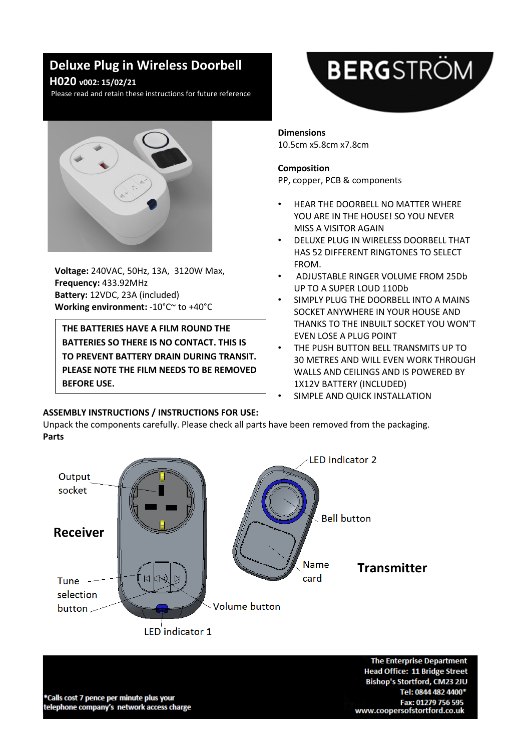# Deluxe Plug in Wireless Doorbell

**H020 v002: 15/02/21**

Please read and retain these instructions for future reference

BERGSTRÖM

**Voltage:** 240VAC, 50Hz, 13A, 3120W Max,
**Frequency:** 433.92MHz
**Battery:** 12VDC, 23A (included)
**Working environment:** -10°C~ to +40°C

**THE BATTERIES HAVE A FILM ROUND THE BATTERIES SO THERE IS NO CONTACT. THIS IS TO PREVENT BATTERY DRAIN DURING TRANSIT. PLEASE NOTE THE FILM NEEDS TO BE REMOVED BEFORE USE.**

**Dimensions**
10.5cm x5.8cm x7.8cm

**Composition**
PP, copper, PCB & components

- HEAR THE DOORBELL NO MATTER WHERE YOU ARE IN THE HOUSE! SO YOU NEVER MISS A VISITOR AGAIN
- DELUXE PLUG IN WIRELESS DOORBELL THAT HAS 52 DIFFERENT RINGTONES TO SELECT FROM.
- ADJUSTABLE RINGER VOLUME FROM 25Db UP TO A SUPER LOUD 110Db
- SIMPLY PLUG THE DOORBELL INTO A MAINS SOCKET ANYWHERE IN YOUR HOUSE AND THANKS TO THE INBUILT SOCKET YOU WON'T EVEN LOSE A PLUG POINT
- THE PUSH BUTTON BELL TRANSMITS UP TO 30 METRES AND WILL EVEN WORK THROUGH WALLS AND CEILINGS AND IS POWERED BY 1X12V BATTERY (INCLUDED)
- SIMPLE AND QUICK INSTALLATION

**ASSEMBLY INSTRUCTIONS / INSTRUCTIONS FOR USE:**

Unpack the components carefully. Please check all parts have been removed from the packaging.

**Parts**

**Receiver**: Output socket, Tune selection button, Volume button, LED indicator 1

**Transmitter**: LED indicator 2, Bell button, Name card

The Enterprise Department
Head Office: 11 Bridge Street
Bishop's Stortford, CM23 2JU
Tel: 0844 482 4400*
Fax: 01279 756 595
www.coopersofstortford.co.uk

*Calls cost 7 pence per minute plus your telephone company's network access charge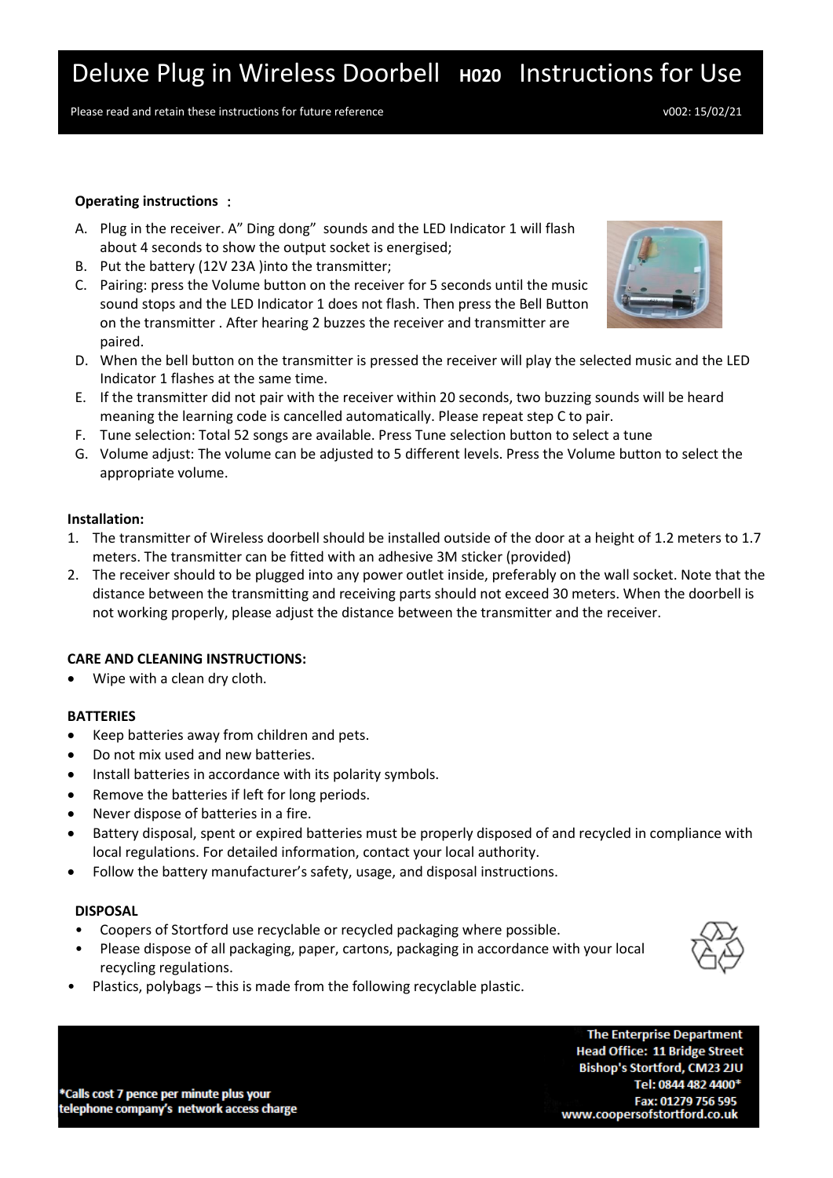# Deluxe Plug in Wireless Doorbell **H020** Instructions for Use

Please read and retain these instructions for future reference v002: 15/02/21

**Operating instructions ：**

A. Plug in the receiver. A" Ding dong" sounds and the LED Indicator 1 will flash about 4 seconds to show the output socket is energised;
B. Put the battery (12V 23A )into the transmitter;
C. Pairing: press the Volume button on the receiver for 5 seconds until the music sound stops and the LED Indicator 1 does not flash. Then press the Bell Button on the transmitter . After hearing 2 buzzes the receiver and transmitter are paired.
D. When the bell button on the transmitter is pressed the receiver will play the selected music and the LED Indicator 1 flashes at the same time.
E. If the transmitter did not pair with the receiver within 20 seconds, two buzzing sounds will be heard meaning the learning code is cancelled automatically. Please repeat step C to pair.
F. Tune selection: Total 52 songs are available. Press Tune selection button to select a tune
G. Volume adjust: The volume can be adjusted to 5 different levels. Press the Volume button to select the appropriate volume.

**Installation:**

1. The transmitter of Wireless doorbell should be installed outside of the door at a height of 1.2 meters to 1.7 meters. The transmitter can be fitted with an adhesive 3M sticker (provided)
2. The receiver should to be plugged into any power outlet inside, preferably on the wall socket. Note that the distance between the transmitting and receiving parts should not exceed 30 meters. When the doorbell is not working properly, please adjust the distance between the transmitter and the receiver.

**CARE AND CLEANING INSTRUCTIONS:**

- Wipe with a clean dry cloth.

**BATTERIES**

- Keep batteries away from children and pets.
- Do not mix used and new batteries.
- Install batteries in accordance with its polarity symbols.
- Remove the batteries if left for long periods.
- Never dispose of batteries in a fire.
- Battery disposal, spent or expired batteries must be properly disposed of and recycled in compliance with local regulations. For detailed information, contact your local authority.
- Follow the battery manufacturer's safety, usage, and disposal instructions.

**DISPOSAL**

- Coopers of Stortford use recyclable or recycled packaging where possible.
- Please dispose of all packaging, paper, cartons, packaging in accordance with your local recycling regulations.
- Plastics, polybags – this is made from the following recyclable plastic.

*Calls cost 7 pence per minute plus your telephone company's network access charge

**The Enterprise Department**
**Head Office: 11 Bridge Street**
**Bishop's Stortford, CM23 2JU**
**Tel: 0844 482 4400***
**Fax: 01279 756 595**
**www.coopersofstortford.co.uk**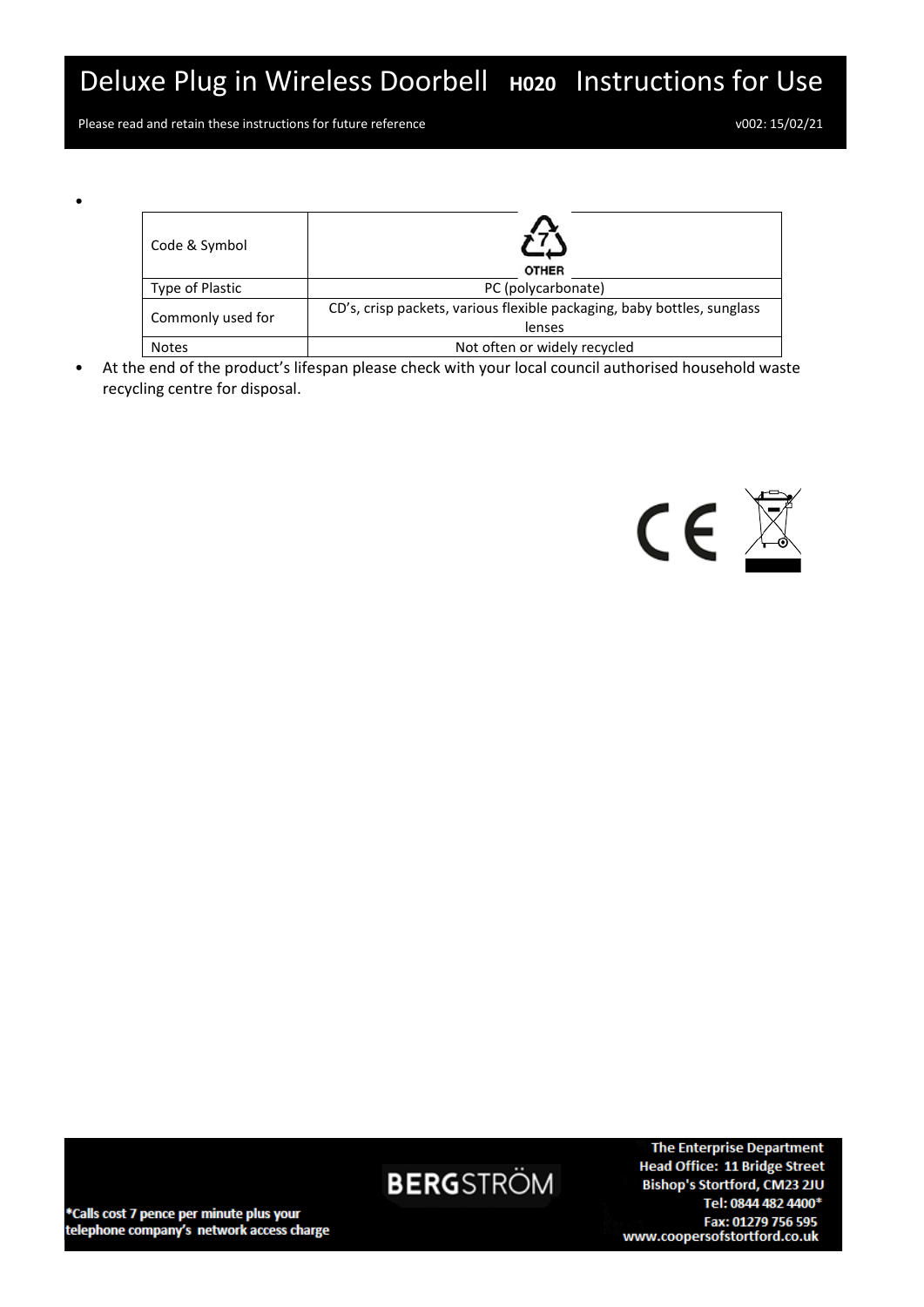- 

| | |
|---|---|
| Code & Symbol | 7 OTHER |
| Type of Plastic | PC (polycarbonate) |
| Commonly used for | CD's, crisp packets, various flexible packaging, baby bottles, sunglass lenses |
| Notes | Not often or widely recycled |

- At the end of the product's lifespan please check with your local council authorised household waste recycling centre for disposal.

CE

*Calls cost 7 pence per minute plus your telephone company's network access charge

BERGSTRÖM

The Enterprise Department
Head Office: 11 Bridge Street
Bishop's Stortford, CM23 2JU
Tel: 0844 482 4400*
Fax: 01279 756 595
www.coopersofstortford.co.uk